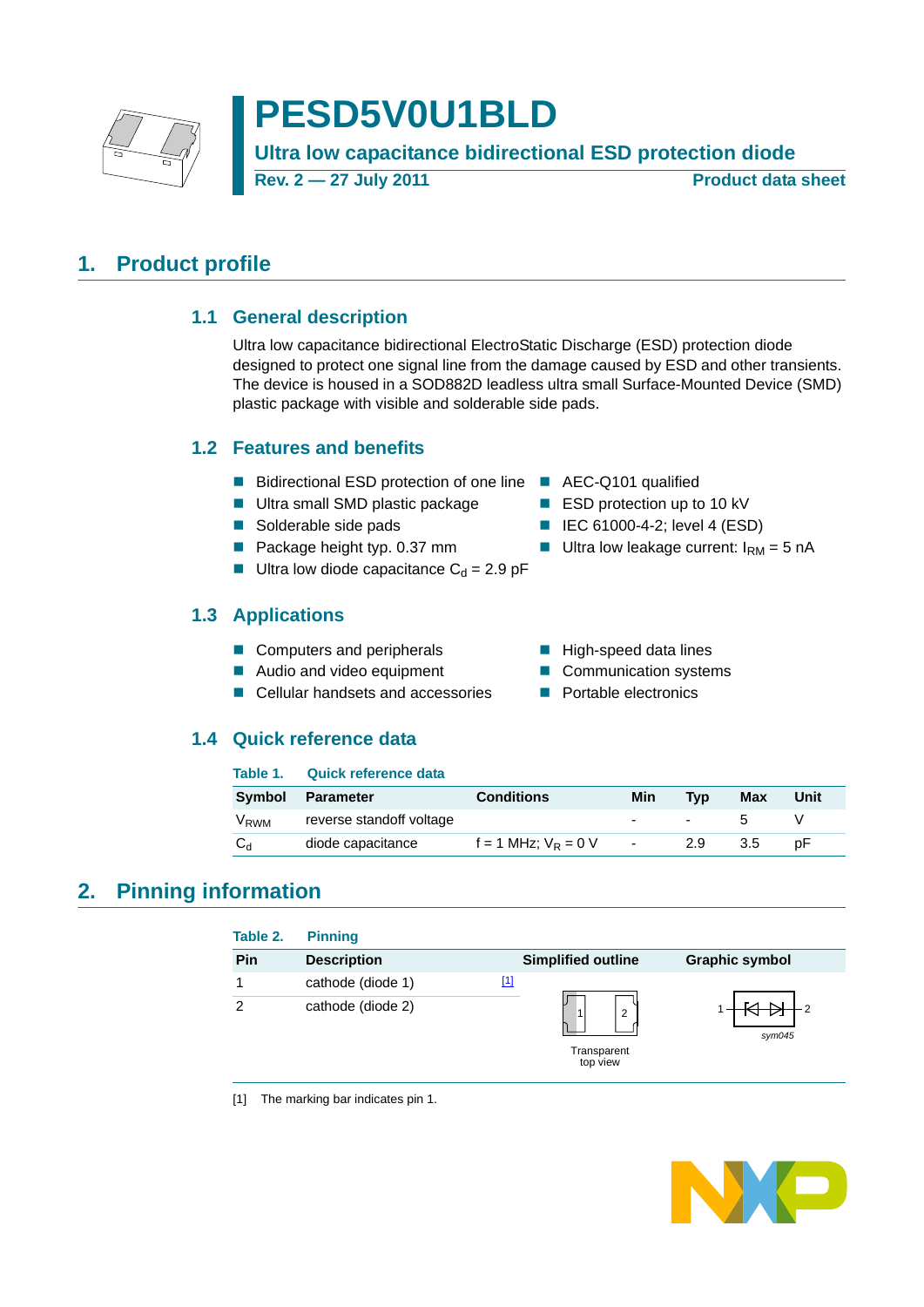# PESD5V0U1BLD

**Ultra low capacitance bidirectional ESD protection diode**

**Rev. 2 — 27 July 2011** **Product data sheet**

## 1. Product profile

### 1.1 General description

Ultra low capacitance bidirectional ElectroStatic Discharge (ESD) protection diode designed to protect one signal line from the damage caused by ESD and other transients. The device is housed in a SOD882D leadless ultra small Surface-Mounted Device (SMD) plastic package with visible and solderable side pads.

### 1.2 Features and benefits

- Bidirectional ESD protection of one line
- Ultra small SMD plastic package
- Solderable side pads
- Package height typ. 0.37 mm
- Ultra low diode capacitance $C_d$ = 2.9 pF
- AEC-Q101 qualified
- ESD protection up to 10 kV
- IEC 61000-4-2; level 4 (ESD)
- Ultra low leakage current: $I_{RM}$ = 5 nA

### 1.3 Applications

- Computers and peripherals
- Audio and video equipment
- Cellular handsets and accessories
- High-speed data lines
- Communication systems
- Portable electronics

### 1.4 Quick reference data

**Table 1. Quick reference data**

| Symbol | Parameter | Conditions | Min | Typ | Max | Unit |
|---|---|---|---|---|---|---|
| $V_{RWM}$ | reverse standoff voltage | | - | - | 5 | V |
| $C_d$ | diode capacitance | f = 1 MHz; $V_R$ = 0 V | - | 2.9 | 3.5 | pF |

## 2. Pinning information

**Table 2. Pinning**

| Pin | Description | Simplified outline | Graphic symbol |
|---|---|---|---|
| 1 | cathode (diode 1) [1] | Transparent top view | sym045 |
| 2 | cathode (diode 2) | | |

[1] The marking bar indicates pin 1.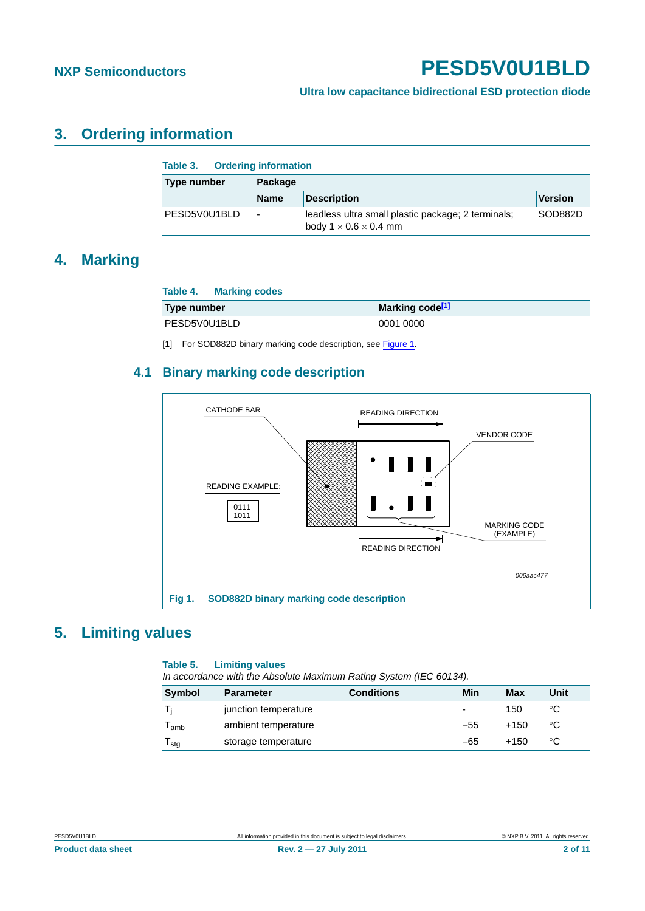## 3. Ordering information

**Table 3. Ordering information**

| Type number | Package | | |
|---|---|---|---|
| | Name | Description | Version |
| PESD5V0U1BLD | - | leadless ultra small plastic package; 2 terminals; body 1 × 0.6 × 0.4 mm | SOD882D |

## 4. Marking

**Table 4. Marking codes**

| Type number | Marking code[1] |
|---|---|
| PESD5V0U1BLD | 0001 0000 |

[1] For SOD882D binary marking code description, see Figure 1.

### 4.1 Binary marking code description

CATHODE BAR

READING DIRECTION

VENDOR CODE

READING EXAMPLE:

0111
1011

MARKING CODE (EXAMPLE)

READING DIRECTION

006aac477

**Fig 1. SOD882D binary marking code description**

## 5. Limiting values

**Table 5. Limiting values**

*In accordance with the Absolute Maximum Rating System (IEC 60134).*

| Symbol | Parameter | Conditions | Min | Max | Unit |
|---|---|---|---|---|---|
| $T_j$ | junction temperature | | - | 150 | °C |
| $T_{amb}$ | ambient temperature | | −55 | +150 | °C |
| $T_{stg}$ | storage temperature | | −65 | +150 | °C |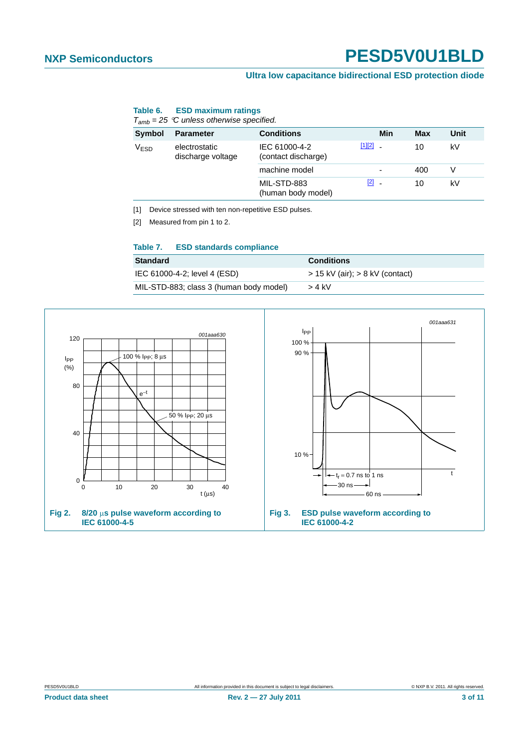**Table 6. ESD maximum ratings**

*$T_{amb}$ = 25 °C unless otherwise specified.*

| Symbol | Parameter | Conditions | Min | Max | Unit |
|---|---|---|---|---|---|
| $V_{ESD}$ | electrostatic discharge voltage | IEC 61000-4-2 (contact discharge) [1][2] | - | 10 | kV |
| | | machine model | - | 400 | V |
| | | MIL-STD-883 (human body model) [2] | - | 10 | kV |

[1] Device stressed with ten non-repetitive ESD pulses.

[2] Measured from pin 1 to 2.

**Table 7. ESD standards compliance**

| Standard | Conditions |
|---|---|
| IEC 61000-4-2; level 4 (ESD) | > 15 kV (air); > 8 kV (contact) |
| MIL-STD-883; class 3 (human body model) | > 4 kV |

**Fig 2. 8/20 µs pulse waveform according to IEC 61000-4-5**

**Fig 3. ESD pulse waveform according to IEC 61000-4-2**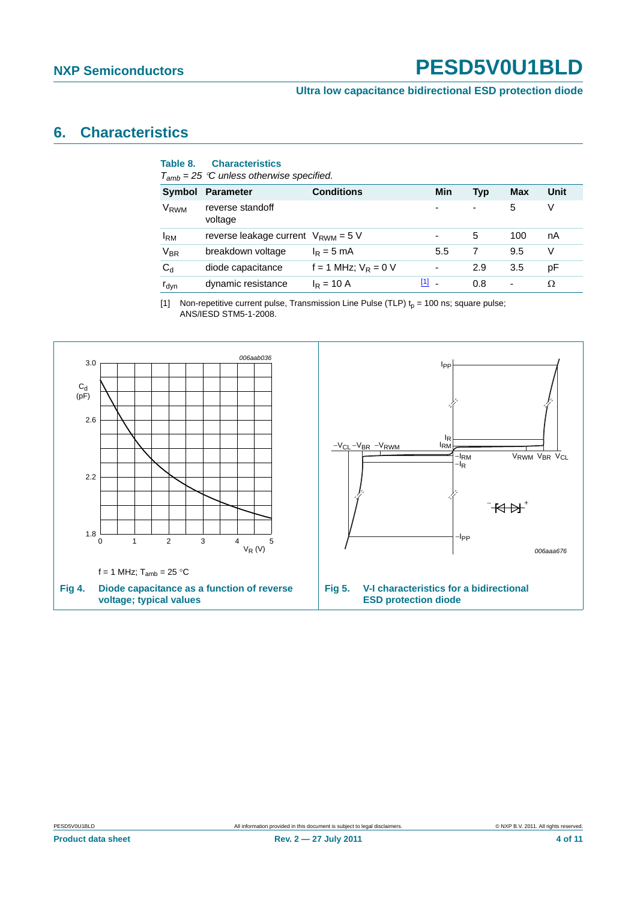## 6. Characteristics

**Table 8. Characteristics**

*$T_{amb}$ = 25 °C unless otherwise specified.*

| Symbol | Parameter | Conditions | | Min | Typ | Max | Unit |
|---|---|---|---|---|---|---|---|
| $V_{RWM}$ | reverse standoff voltage | | | - | - | 5 | V |
| $I_{RM}$ | reverse leakage current | $V_{RWM}$ = 5 V | | - | 5 | 100 | nA |
| $V_{BR}$ | breakdown voltage | $I_R$ = 5 mA | | 5.5 | 7 | 9.5 | V |
| $C_d$ | diode capacitance | f = 1 MHz; $V_R$ = 0 V | | - | 2.9 | 3.5 | pF |
| $r_{dyn}$ | dynamic resistance | $I_R$ = 10 A | [1] | - | 0.8 | - | Ω |

[1] Non-repetitive current pulse, Transmission Line Pulse (TLP) $t_p$ = 100 ns; square pulse; ANS/IESD STM5-1-2008.

f = 1 MHz; $T_{amb}$ = 25 °C

**Fig 4. Diode capacitance as a function of reverse voltage; typical values**

**Fig 5. V-I characteristics for a bidirectional ESD protection diode**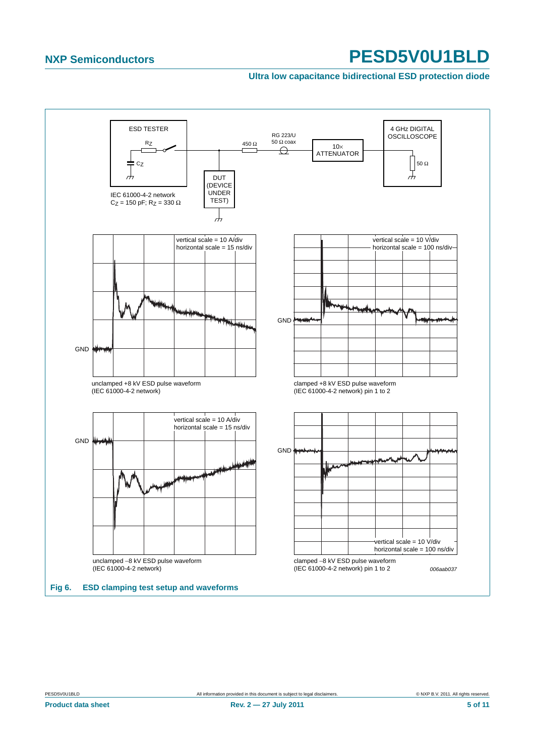ESD TESTER

$R_Z$

$C_Z$

IEC 61000-4-2 network
$C_Z$ = 150 pF; $R_Z$ = 330 Ω

450 Ω

RG 223/U
50 Ω coax

DUT
(DEVICE
UNDER
TEST)

10×
ATTENUATOR

4 GHz DIGITAL
OSCILLOSCOPE

50 Ω

vertical scale = 10 A/div
horizontal scale = 15 ns/div

GND

unclamped +8 kV ESD pulse waveform
(IEC 61000-4-2 network)

vertical scale = 10 V/div
horizontal scale = 100 ns/div

GND

clamped +8 kV ESD pulse waveform
(IEC 61000-4-2 network) pin 1 to 2

vertical scale = 10 A/div
horizontal scale = 15 ns/div

GND

unclamped −8 kV ESD pulse waveform
(IEC 61000-4-2 network)

GND

vertical scale = 10 V/div
horizontal scale = 100 ns/div

clamped −8 kV ESD pulse waveform
(IEC 61000-4-2 network) pin 1 to 2

*006aab037*

**Fig 6. ESD clamping test setup and waveforms**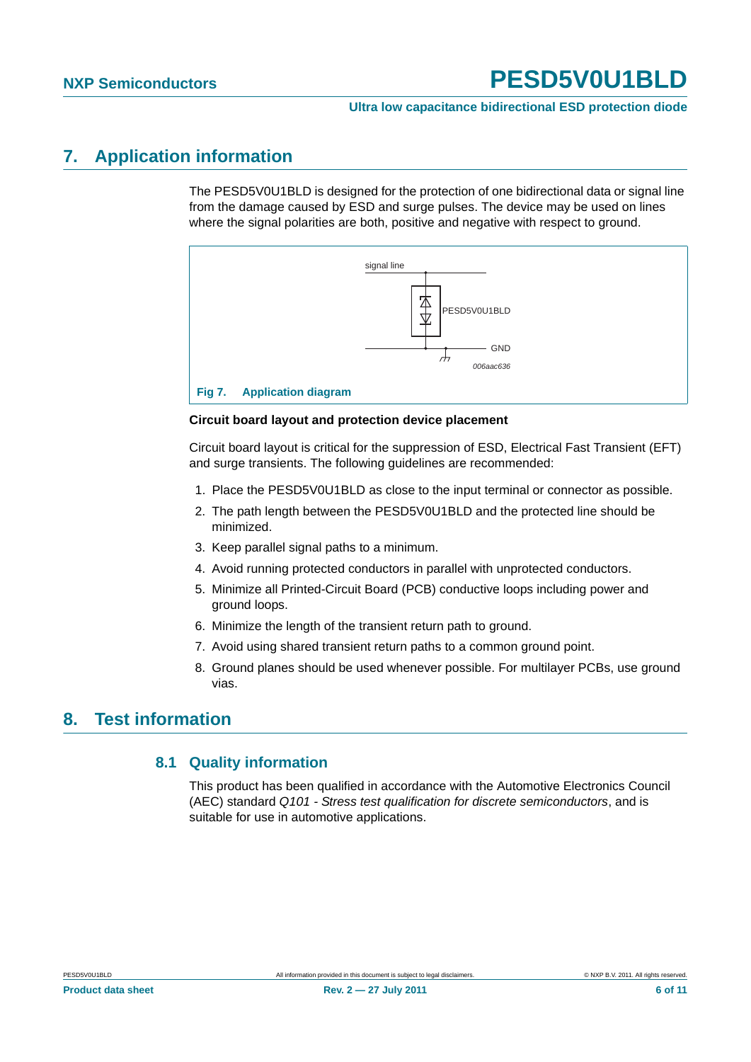# 7. Application information

The PESD5V0U1BLD is designed for the protection of one bidirectional data or signal line from the damage caused by ESD and surge pulses. The device may be used on lines where the signal polarities are both, positive and negative with respect to ground.

Fig 7. Application diagram

**Circuit board layout and protection device placement**

Circuit board layout is critical for the suppression of ESD, Electrical Fast Transient (EFT) and surge transients. The following guidelines are recommended:

1. Place the PESD5V0U1BLD as close to the input terminal or connector as possible.
2. The path length between the PESD5V0U1BLD and the protected line should be minimized.
3. Keep parallel signal paths to a minimum.
4. Avoid running protected conductors in parallel with unprotected conductors.
5. Minimize all Printed-Circuit Board (PCB) conductive loops including power and ground loops.
6. Minimize the length of the transient return path to ground.
7. Avoid using shared transient return paths to a common ground point.
8. Ground planes should be used whenever possible. For multilayer PCBs, use ground vias.

# 8. Test information

## 8.1 Quality information

This product has been qualified in accordance with the Automotive Electronics Council (AEC) standard *Q101 - Stress test qualification for discrete semiconductors*, and is suitable for use in automotive applications.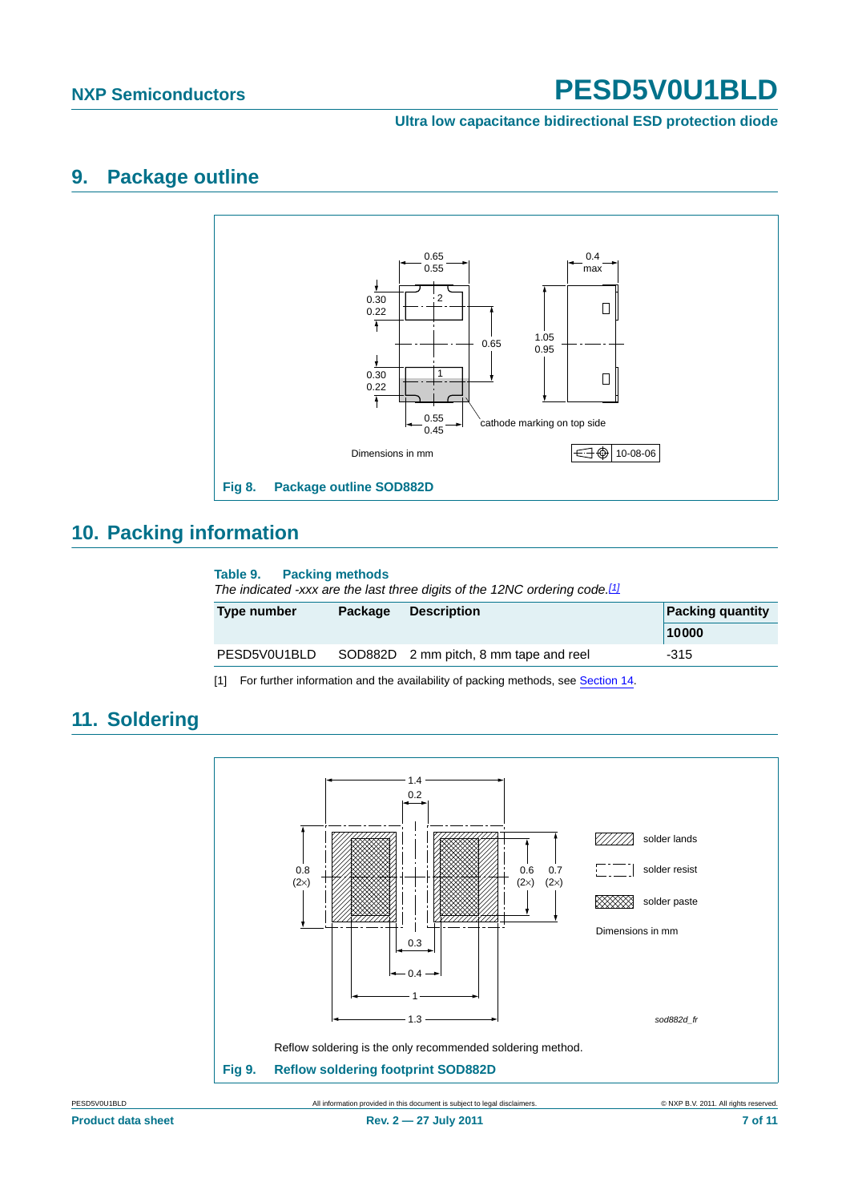## 9. Package outline

Dimensions in mm

cathode marking on top side

10-08-06

Fig 8. Package outline SOD882D

## 10. Packing information

**Table 9. Packing methods**

*The indicated -xxx are the last three digits of the 12NC ordering code.*[1]

| Type number | Package | Description | Packing quantity |
|---|---|---|---|
| | | | 10000 |
| PESD5V0U1BLD | SOD882D | 2 mm pitch, 8 mm tape and reel | -315 |

[1] For further information and the availability of packing methods, see Section 14.

## 11. Soldering

solder lands

solder resist

solder paste

Dimensions in mm

sod882d_fr

Reflow soldering is the only recommended soldering method.

Fig 9. Reflow soldering footprint SOD882D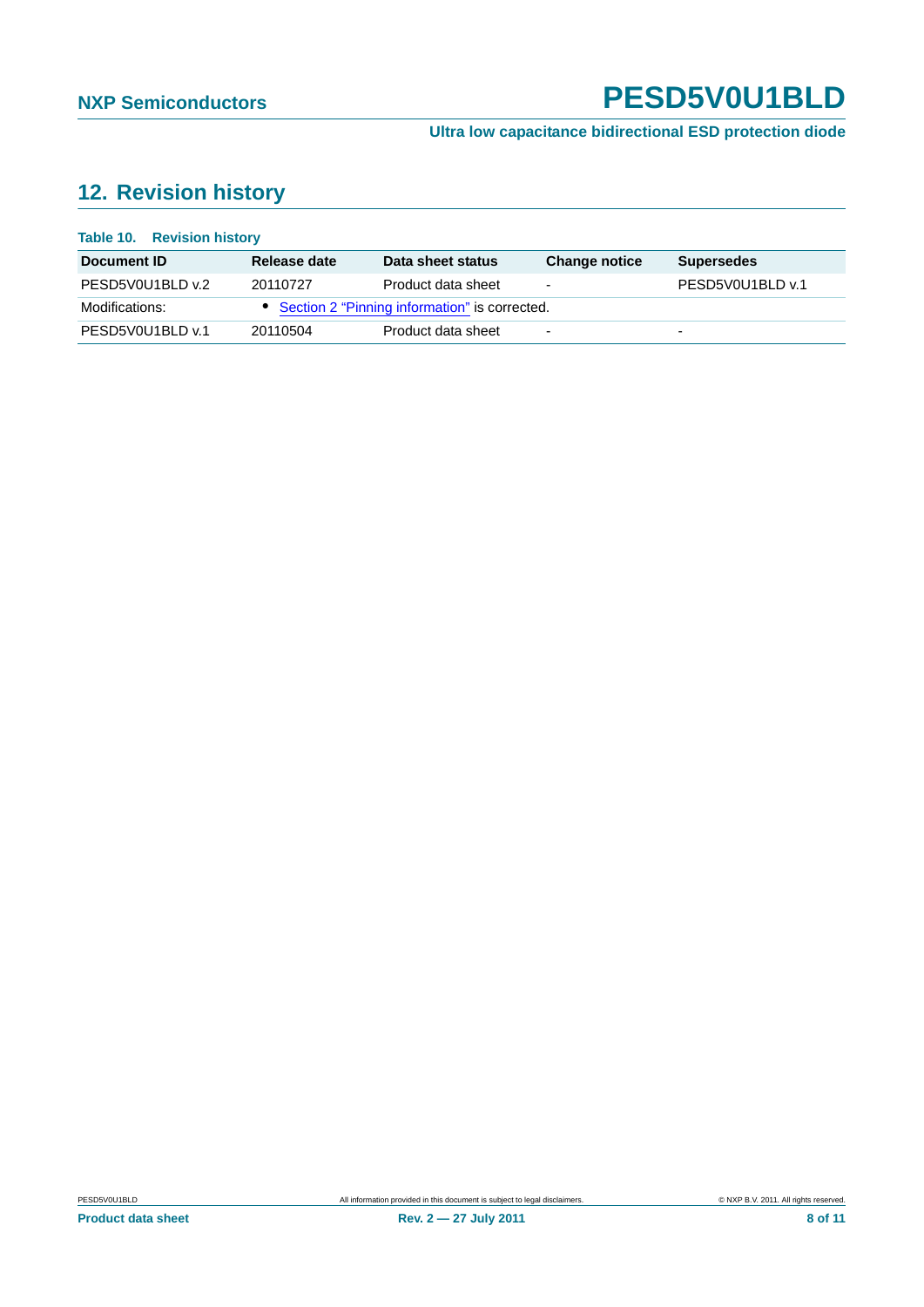## 12. Revision history

**Table 10. Revision history**

| Document ID | Release date | Data sheet status | Change notice | Supersedes |
|---|---|---|---|---|
| PESD5V0U1BLD v.2 | 20110727 | Product data sheet | - | PESD5V0U1BLD v.1 |
| Modifications: | • Section 2 “Pinning information” is corrected. | | | |
| PESD5V0U1BLD v.1 | 20110504 | Product data sheet | - | - |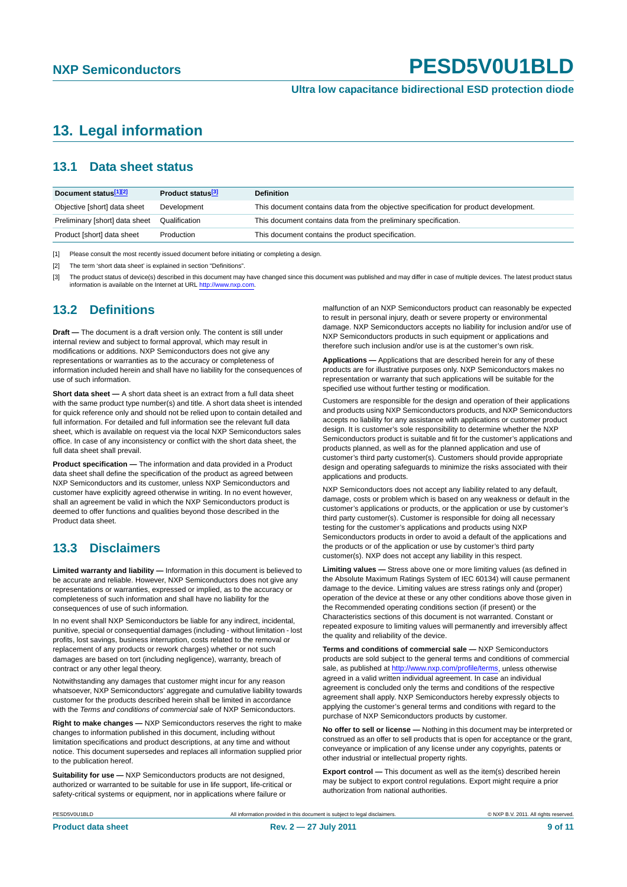# 13. Legal information

## 13.1 Data sheet status

| Document status[1][2] | Product status[3] | Definition |
|---|---|---|
| Objective [short] data sheet | Development | This document contains data from the objective specification for product development. |
| Preliminary [short] data sheet | Qualification | This document contains data from the preliminary specification. |
| Product [short] data sheet | Production | This document contains the product specification. |

[1] Please consult the most recently issued document before initiating or completing a design.

[2] The term 'short data sheet' is explained in section "Definitions".

[3] The product status of device(s) described in this document may have changed since this document was published and may differ in case of multiple devices. The latest product status information is available on the Internet at URL http://www.nxp.com.

## 13.2 Definitions

**Draft —** The document is a draft version only. The content is still under internal review and subject to formal approval, which may result in modifications or additions. NXP Semiconductors does not give any representations or warranties as to the accuracy or completeness of information included herein and shall have no liability for the consequences of use of such information.

**Short data sheet —** A short data sheet is an extract from a full data sheet with the same product type number(s) and title. A short data sheet is intended for quick reference only and should not be relied upon to contain detailed and full information. For detailed and full information see the relevant full data sheet, which is available on request via the local NXP Semiconductors sales office. In case of any inconsistency or conflict with the short data sheet, the full data sheet shall prevail.

**Product specification —** The information and data provided in a Product data sheet shall define the specification of the product as agreed between NXP Semiconductors and its customer, unless NXP Semiconductors and customer have explicitly agreed otherwise in writing. In no event however, shall an agreement be valid in which the NXP Semiconductors product is deemed to offer functions and qualities beyond those described in the Product data sheet.

## 13.3 Disclaimers

**Limited warranty and liability —** Information in this document is believed to be accurate and reliable. However, NXP Semiconductors does not give any representations or warranties, expressed or implied, as to the accuracy or completeness of such information and shall have no liability for the consequences of use of such information.

In no event shall NXP Semiconductors be liable for any indirect, incidental, punitive, special or consequential damages (including - without limitation - lost profits, lost savings, business interruption, costs related to the removal or replacement of any products or rework charges) whether or not such damages are based on tort (including negligence), warranty, breach of contract or any other legal theory.

Notwithstanding any damages that customer might incur for any reason whatsoever, NXP Semiconductors' aggregate and cumulative liability towards customer for the products described herein shall be limited in accordance with the *Terms and conditions of commercial sale* of NXP Semiconductors.

**Right to make changes —** NXP Semiconductors reserves the right to make changes to information published in this document, including without limitation specifications and product descriptions, at any time and without notice. This document supersedes and replaces all information supplied prior to the publication hereof.

**Suitability for use —** NXP Semiconductors products are not designed, authorized or warranted to be suitable for use in life support, life-critical or safety-critical systems or equipment, nor in applications where failure or malfunction of an NXP Semiconductors product can reasonably be expected to result in personal injury, death or severe property or environmental damage. NXP Semiconductors accepts no liability for inclusion and/or use of NXP Semiconductors products in such equipment or applications and therefore such inclusion and/or use is at the customer's own risk.

**Applications —** Applications that are described herein for any of these products are for illustrative purposes only. NXP Semiconductors makes no representation or warranty that such applications will be suitable for the specified use without further testing or modification.

Customers are responsible for the design and operation of their applications and products using NXP Semiconductors products, and NXP Semiconductors accepts no liability for any assistance with applications or customer product design. It is customer's sole responsibility to determine whether the NXP Semiconductors product is suitable and fit for the customer's applications and products planned, as well as for the planned application and use of customer's third party customer(s). Customers should provide appropriate design and operating safeguards to minimize the risks associated with their applications and products.

NXP Semiconductors does not accept any liability related to any default, damage, costs or problem which is based on any weakness or default in the customer's applications or products, or the application or use by customer's third party customer(s). Customer is responsible for doing all necessary testing for the customer's applications and products using NXP Semiconductors products in order to avoid a default of the applications and the products or of the application or use by customer's third party customer(s). NXP does not accept any liability in this respect.

**Limiting values —** Stress above one or more limiting values (as defined in the Absolute Maximum Ratings System of IEC 60134) will cause permanent damage to the device. Limiting values are stress ratings only and (proper) operation of the device at these or any other conditions above those given in the Recommended operating conditions section (if present) or the Characteristics sections of this document is not warranted. Constant or repeated exposure to limiting values will permanently and irreversibly affect the quality and reliability of the device.

**Terms and conditions of commercial sale —** NXP Semiconductors products are sold subject to the general terms and conditions of commercial sale, as published at http://www.nxp.com/profile/terms, unless otherwise agreed in a valid written individual agreement. In case an individual agreement is concluded only the terms and conditions of the respective agreement shall apply. NXP Semiconductors hereby expressly objects to applying the customer's general terms and conditions with regard to the purchase of NXP Semiconductors products by customer.

**No offer to sell or license —** Nothing in this document may be interpreted or construed as an offer to sell products that is open for acceptance or the grant, conveyance or implication of any license under any copyrights, patents or other industrial or intellectual property rights.

**Export control —** This document as well as the item(s) described herein may be subject to export control regulations. Export might require a prior authorization from national authorities.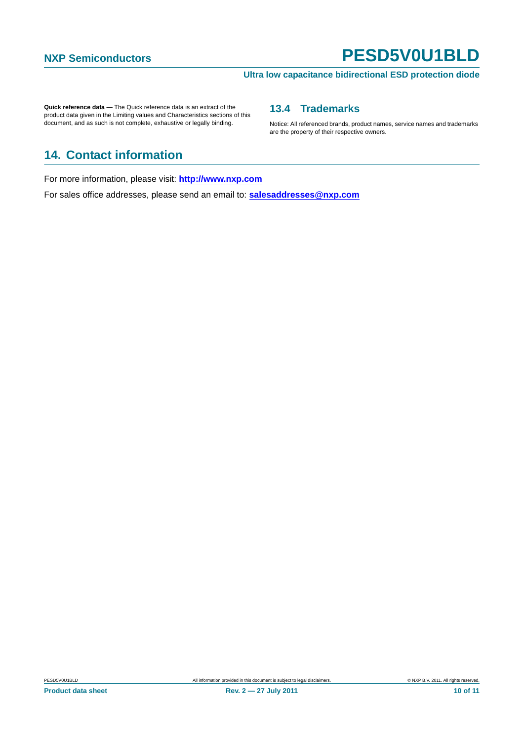**Quick reference data —** The Quick reference data is an extract of the product data given in the Limiting values and Characteristics sections of this document, and as such is not complete, exhaustive or legally binding.

### 13.4 Trademarks

Notice: All referenced brands, product names, service names and trademarks are the property of their respective owners.

## 14. Contact information

For more information, please visit: **http://www.nxp.com**

For sales office addresses, please send an email to: **salesaddresses@nxp.com**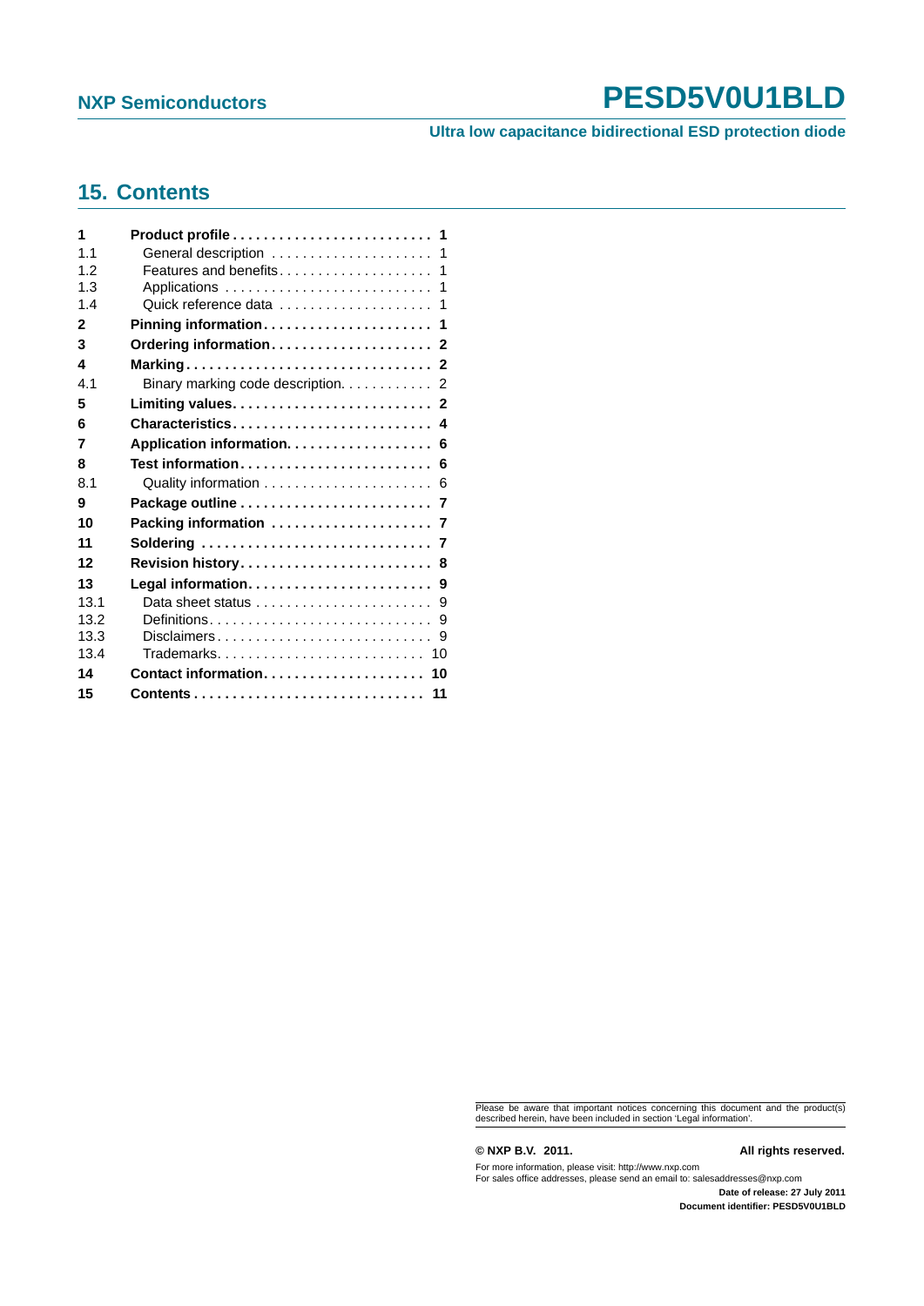## 15. Contents

| | | |
|---|---|---|
| **1** | **Product profile** | **1** |
| 1.1 | General description | 1 |
| 1.2 | Features and benefits | 1 |
| 1.3 | Applications | 1 |
| 1.4 | Quick reference data | 1 |
| **2** | **Pinning information** | **1** |
| **3** | **Ordering information** | **2** |
| **4** | **Marking** | **2** |
| 4.1 | Binary marking code description | 2 |
| **5** | **Limiting values** | **2** |
| **6** | **Characteristics** | **4** |
| **7** | **Application information** | **6** |
| **8** | **Test information** | **6** |
| 8.1 | Quality information | 6 |
| **9** | **Package outline** | **7** |
| **10** | **Packing information** | **7** |
| **11** | **Soldering** | **7** |
| **12** | **Revision history** | **8** |
| **13** | **Legal information** | **9** |
| 13.1 | Data sheet status | 9 |
| 13.2 | Definitions | 9 |
| 13.3 | Disclaimers | 9 |
| 13.4 | Trademarks | 10 |
| **14** | **Contact information** | **10** |
| **15** | **Contents** | **11** |

Please be aware that important notices concerning this document and the product(s) described herein, have been included in section 'Legal information'.

**© NXP B.V. 2011. All rights reserved.**

For more information, please visit: http://www.nxp.com
For sales office addresses, please send an email to: salesaddresses@nxp.com

**Date of release: 27 July 2011**
**Document identifier: PESD5V0U1BLD**